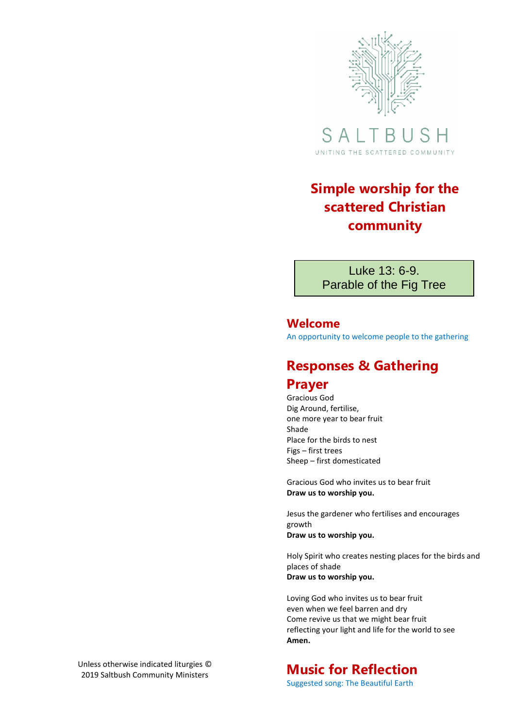SALTBUSH

UNITING THE SCATTERED COMMUNITY

# Simple worship for the scattered Christian community

Luke 13: 6-9.
Parable of the Fig Tree

## Welcome

An opportunity to welcome people to the gathering

## Responses & Gathering Prayer

Gracious God
Dig Around, fertilise,
one more year to bear fruit
Shade
Place for the birds to nest
Figs – first trees
Sheep – first domesticated

Gracious God who invites us to bear fruit
**Draw us to worship you.**

Jesus the gardener who fertilises and encourages growth
**Draw us to worship you.**

Holy Spirit who creates nesting places for the birds and places of shade
**Draw us to worship you.**

Loving God who invites us to bear fruit
even when we feel barren and dry
Come revive us that we might bear fruit
reflecting your light and life for the world to see
**Amen.**

## Music for Reflection

Suggested song: The Beautiful Earth

Unless otherwise indicated liturgies © 2019 Saltbush Community Ministers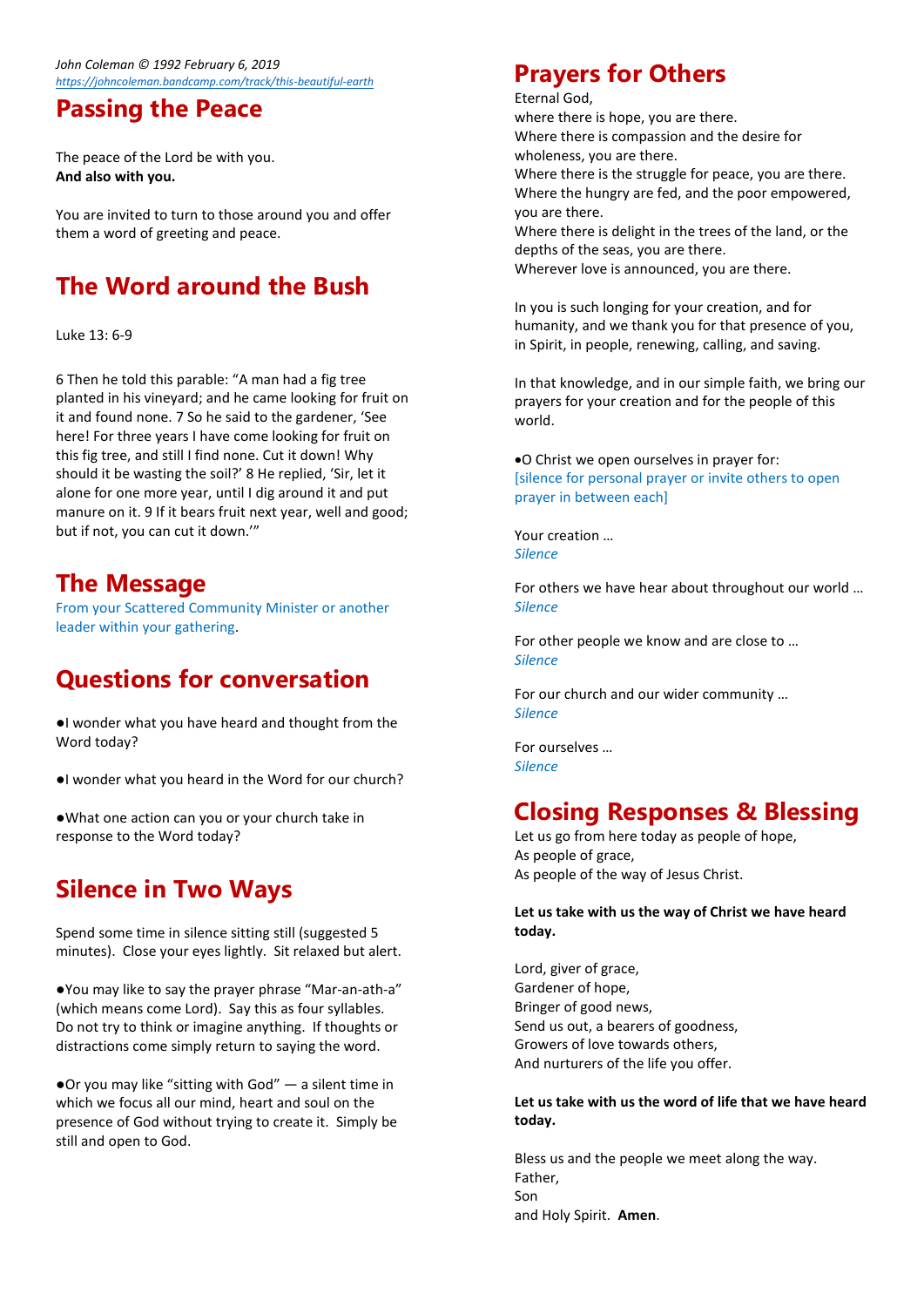*John Coleman © 1992 February 6, 2019*
*https://johncoleman.bandcamp.com/track/this-beautiful-earth*

## Passing the Peace

The peace of the Lord be with you.
**And also with you.**

You are invited to turn to those around you and offer them a word of greeting and peace.

## The Word around the Bush

Luke 13: 6-9

6 Then he told this parable: "A man had a fig tree planted in his vineyard; and he came looking for fruit on it and found none. 7 So he said to the gardener, 'See here! For three years I have come looking for fruit on this fig tree, and still I find none. Cut it down! Why should it be wasting the soil?' 8 He replied, 'Sir, let it alone for one more year, until I dig around it and put manure on it. 9 If it bears fruit next year, well and good; but if not, you can cut it down.'"

## The Message

From your Scattered Community Minister or another leader within your gathering.

## Questions for conversation

●I wonder what you have heard and thought from the Word today?

●I wonder what you heard in the Word for our church?

●What one action can you or your church take in response to the Word today?

## Silence in Two Ways

Spend some time in silence sitting still (suggested 5 minutes). Close your eyes lightly. Sit relaxed but alert.

●You may like to say the prayer phrase "Mar-an-ath-a" (which means come Lord). Say this as four syllables. Do not try to think or imagine anything. If thoughts or distractions come simply return to saying the word.

●Or you may like "sitting with God" — a silent time in which we focus all our mind, heart and soul on the presence of God without trying to create it. Simply be still and open to God.

## Prayers for Others

Eternal God,
where there is hope, you are there.
Where there is compassion and the desire for wholeness, you are there.
Where there is the struggle for peace, you are there.
Where the hungry are fed, and the poor empowered, you are there.
Where there is delight in the trees of the land, or the depths of the seas, you are there.
Wherever love is announced, you are there.

In you is such longing for your creation, and for humanity, and we thank you for that presence of you, in Spirit, in people, renewing, calling, and saving.

In that knowledge, and in our simple faith, we bring our prayers for your creation and for the people of this world.

●O Christ we open ourselves in prayer for:
[silence for personal prayer or invite others to open prayer in between each]

Your creation …
*Silence*

For others we have hear about throughout our world …
*Silence*

For other people we know and are close to …
*Silence*

For our church and our wider community …
*Silence*

For ourselves …
*Silence*

## Closing Responses & Blessing

Let us go from here today as people of hope,
As people of grace,
As people of the way of Jesus Christ.

**Let us take with us the way of Christ we have heard today.**

Lord, giver of grace,
Gardener of hope,
Bringer of good news,
Send us out, a bearers of goodness,
Growers of love towards others,
And nurturers of the life you offer.

**Let us take with us the word of life that we have heard today.**

Bless us and the people we meet along the way.
Father,
Son
and Holy Spirit. **Amen**.